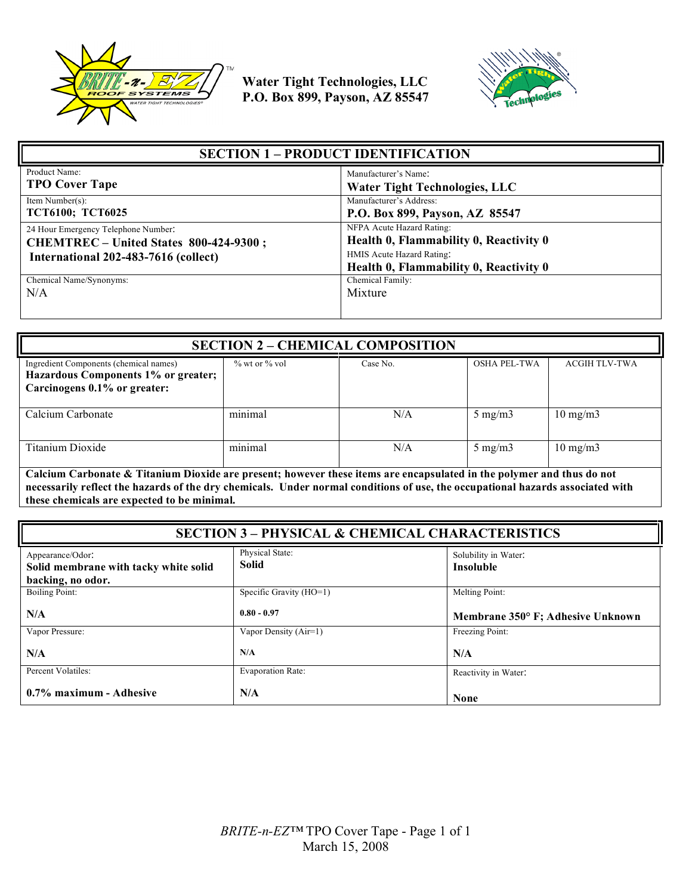**Water Tight Technologies, LLC**
**P.O. Box 899, Payson, AZ 85547**

## SECTION 1 – PRODUCT IDENTIFICATION

| | |
|---|---|
| Product Name:<br>**TPO Cover Tape** | Manufacturer's Name:<br>**Water Tight Technologies, LLC** |
| Item Number(s):<br>**TCT6100; TCT6025** | Manufacturer's Address:<br>**P.O. Box 899, Payson, AZ 85547** |
| 24 Hour Emergency Telephone Number:<br>**CHEMTREC – United States 800-424-9300 ;**<br>**International 202-483-7616 (collect)** | NFPA Acute Hazard Rating:<br>**Health 0, Flammability 0, Reactivity 0**<br>HMIS Acute Hazard Rating:<br>**Health 0, Flammability 0, Reactivity 0** |
| Chemical Name/Synonyms:<br>N/A | Chemical Family:<br>Mixture |

## SECTION 2 – CHEMICAL COMPOSITION

| Ingredient Components (chemical names)<br>**Hazardous Components 1% or greater; Carcinogens 0.1% or greater:** | % wt or % vol | Case No. | OSHA PEL-TWA | ACGIH TLV-TWA |
|---|---|---|---|---|
| Calcium Carbonate | minimal | N/A | 5 mg/m3 | 10 mg/m3 |
| Titanium Dioxide | minimal | N/A | 5 mg/m3 | 10 mg/m3 |

**Calcium Carbonate & Titanium Dioxide are present; however these items are encapsulated in the polymer and thus do not necessarily reflect the hazards of the dry chemicals. Under normal conditions of use, the occupational hazards associated with these chemicals are expected to be minimal.**

## SECTION 3 – PHYSICAL & CHEMICAL CHARACTERISTICS

| | | |
|---|---|---|
| Appearance/Odor:<br>**Solid membrane with tacky white solid backing, no odor.** | Physical State:<br>**Solid** | Solubility in Water:<br>**Insoluble** |
| Boiling Point:<br>**N/A** | Specific Gravity (HO=1)<br>**0.80 - 0.97** | Melting Point:<br>**Membrane 350° F; Adhesive Unknown** |
| Vapor Pressure:<br>**N/A** | Vapor Density (Air=1)<br>**N/A** | Freezing Point:<br>**N/A** |
| Percent Volatiles:<br>**0.7% maximum - Adhesive** | Evaporation Rate:<br>**N/A** | Reactivity in Water:<br>**None** |

*BRITE-n-EZ*™ TPO Cover Tape
March 15, 2008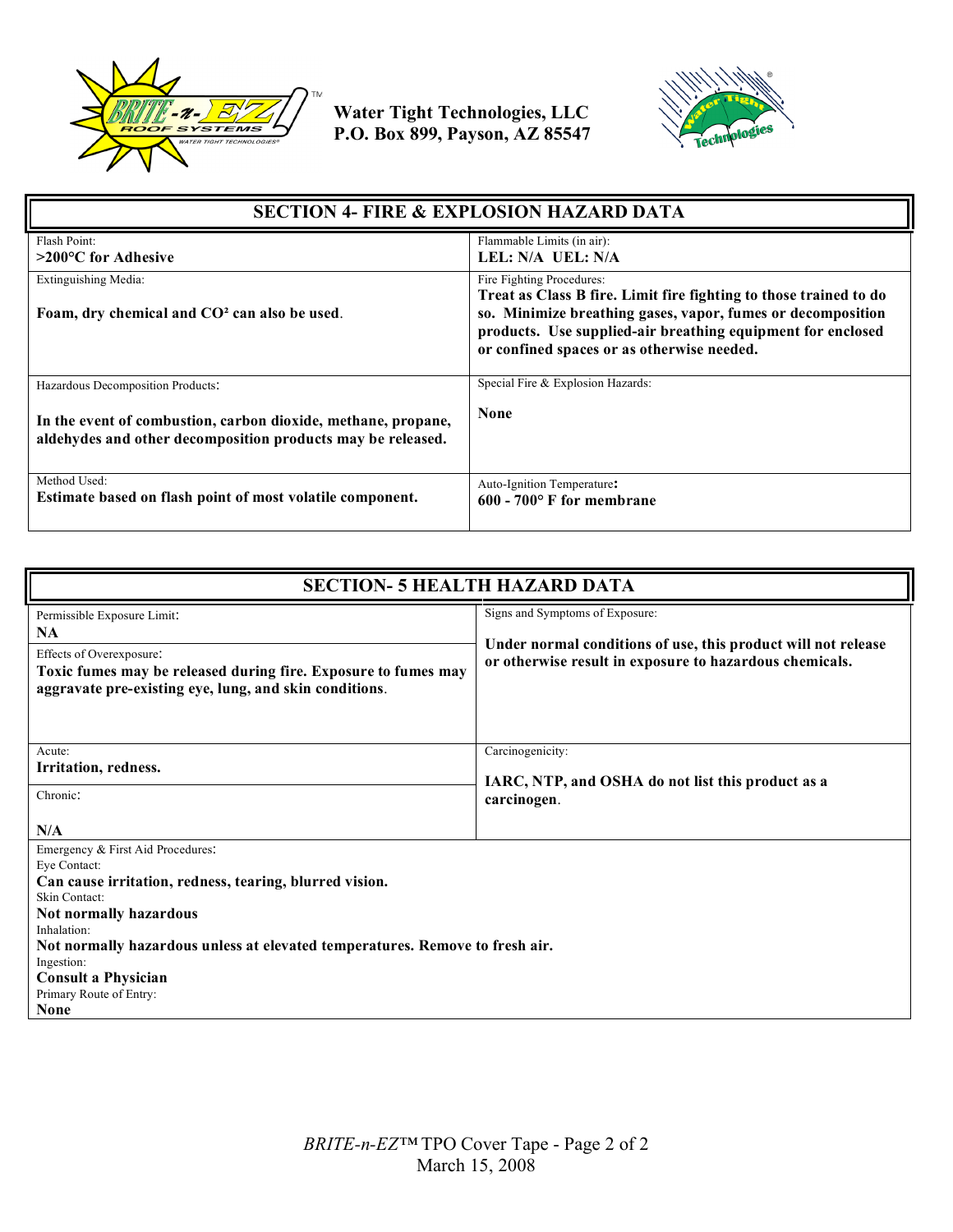Water Tight Technologies, LLC
P.O. Box 899, Payson, AZ 85547

## SECTION 4- FIRE & EXPLOSION HAZARD DATA

| | |
|---|---|
| Flash Point:<br>**>200°C for Adhesive** | Flammable Limits (in air):<br>**LEL: N/A UEL: N/A** |
| Extinguishing Media:<br>**Foam, dry chemical and CO² can also be used.** | Fire Fighting Procedures:<br>**Treat as Class B fire. Limit fire fighting to those trained to do so. Minimize breathing gases, vapor, fumes or decomposition products. Use supplied-air breathing equipment for enclosed or confined spaces or as otherwise needed.** |
| Hazardous Decomposition Products:<br>**In the event of combustion, carbon dioxide, methane, propane, aldehydes and other decomposition products may be released.** | Special Fire & Explosion Hazards:<br>**None** |
| Method Used:<br>**Estimate based on flash point of most volatile component.** | Auto-Ignition Temperature:<br>**600 - 700° F for membrane** |

## SECTION- 5 HEALTH HAZARD DATA

| | |
|---|---|
| Permissible Exposure Limit:<br>**NA**<br>Effects of Overexposure:<br>**Toxic fumes may be released during fire. Exposure to fumes may aggravate pre-existing eye, lung, and skin conditions.** | Signs and Symptoms of Exposure:<br>**Under normal conditions of use, this product will not release or otherwise result in exposure to hazardous chemicals.** |
| Acute:<br>**Irritation, redness.**<br>Chronic:<br>**N/A** | Carcinogenicity:<br>**IARC, NTP, and OSHA do not list this product as a carcinogen.** |

Emergency & First Aid Procedures:

Eye Contact:
**Can cause irritation, redness, tearing, blurred vision.**

Skin Contact:
**Not normally hazardous**

Inhalation:
**Not normally hazardous unless at elevated temperatures. Remove to fresh air.**

Ingestion:
**Consult a Physician**

Primary Route of Entry:
**None**

*BRITE-n-EZ*™ TPO Cover Tape
March 15, 2008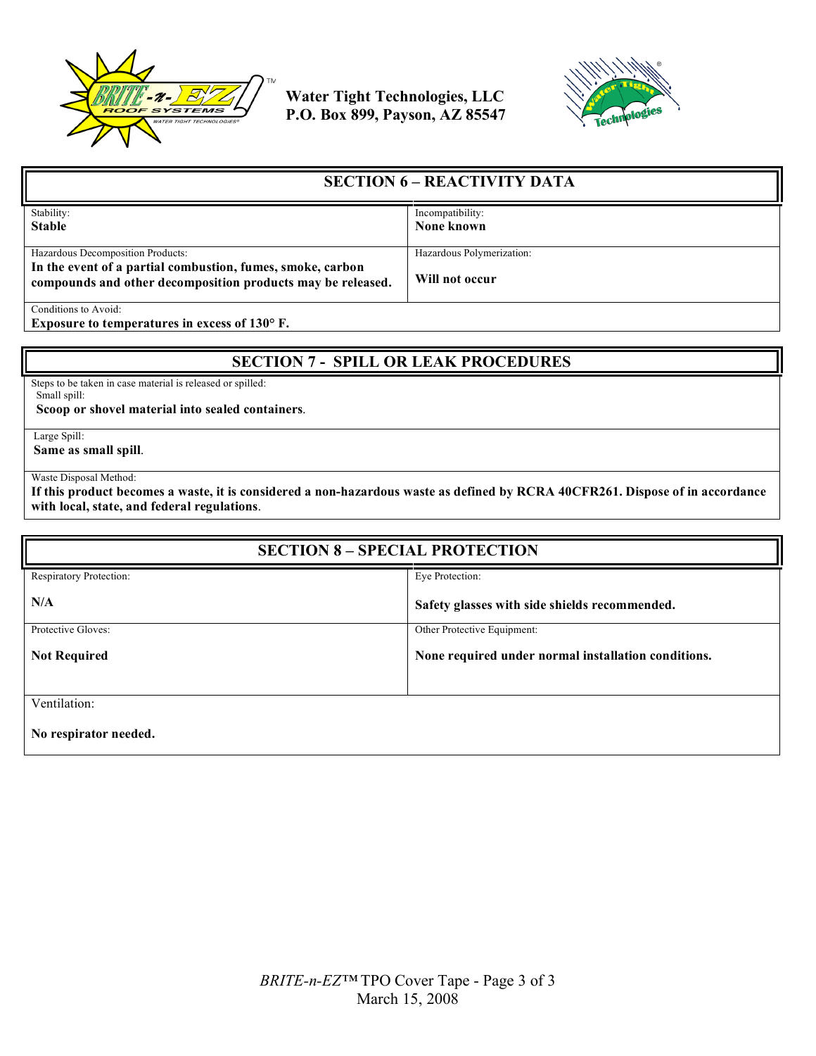## SECTION 6 – REACTIVITY DATA

| Stability: | Incompatibility: |
|---|---|
| **Stable** | **None known** |
| Hazardous Decomposition Products: **In the event of a partial combustion, fumes, smoke, carbon compounds and other decomposition products may be released.** | Hazardous Polymerization: **Will not occur** |

Conditions to Avoid:
**Exposure to temperatures in excess of 130° F.**

## SECTION 7 - SPILL OR LEAK PROCEDURES

Steps to be taken in case material is released or spilled:

Small spill:
**Scoop or shovel material into sealed containers**.

Large Spill:
**Same as small spill**.

Waste Disposal Method:
**If this product becomes a waste, it is considered a non-hazardous waste as defined by RCRA 40CFR261. Dispose of in accordance with local, state, and federal regulations**.

## SECTION 8 – SPECIAL PROTECTION

| Respiratory Protection: | Eye Protection: |
|---|---|
| **N/A** | **Safety glasses with side shields recommended.** |
| Protective Gloves: **Not Required** | Other Protective Equipment: **None required under normal installation conditions.** |

Ventilation:

**No respirator needed.**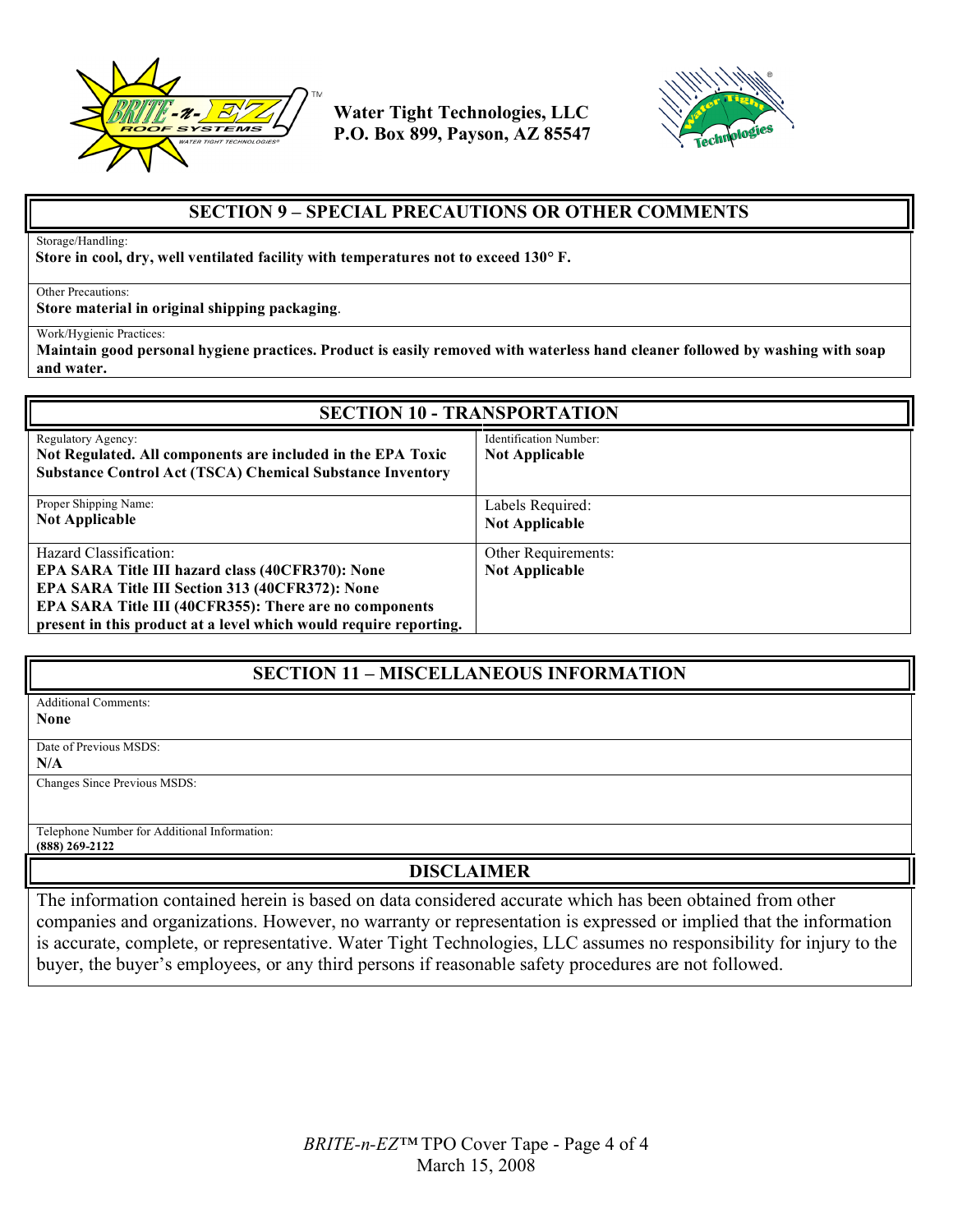Water Tight Technologies, LLC
P.O. Box 899, Payson, AZ 85547

## SECTION 9 – SPECIAL PRECAUTIONS OR OTHER COMMENTS

Storage/Handling:
**Store in cool, dry, well ventilated facility with temperatures not to exceed 130° F.**

Other Precautions:
**Store material in original shipping packaging**.

Work/Hygienic Practices:
**Maintain good personal hygiene practices. Product is easily removed with waterless hand cleaner followed by washing with soap and water.**

## SECTION 10 - TRANSPORTATION

| | |
|---|---|
| Regulatory Agency:<br>**Not Regulated. All components are included in the EPA Toxic Substance Control Act (TSCA) Chemical Substance Inventory** | Identification Number:<br>**Not Applicable** |
| Proper Shipping Name:<br>**Not Applicable** | Labels Required:<br>**Not Applicable** |
| Hazard Classification:<br>**EPA SARA Title III hazard class (40CFR370): None**<br>**EPA SARA Title III Section 313 (40CFR372): None**<br>**EPA SARA Title III (40CFR355): There are no components present in this product at a level which would require reporting.** | Other Requirements:<br>**Not Applicable** |

## SECTION 11 – MISCELLANEOUS INFORMATION

Additional Comments:
**None**

Date of Previous MSDS:
**N/A**

Changes Since Previous MSDS:

Telephone Number for Additional Information:
**(888) 269-2122**

## DISCLAIMER

The information contained herein is based on data considered accurate which has been obtained from other companies and organizations. However, no warranty or representation is expressed or implied that the information is accurate, complete, or representative. Water Tight Technologies, LLC assumes no responsibility for injury to the buyer, the buyer's employees, or any third persons if reasonable safety procedures are not followed.